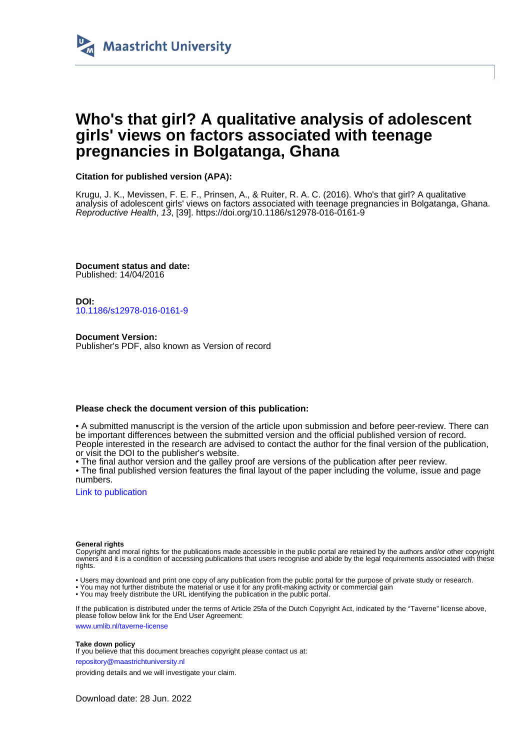Maastricht University

# Who's that girl? A qualitative analysis of adolescent girls' views on factors associated with teenage pregnancies in Bolgatanga, Ghana

**Citation for published version (APA):**

Krugu, J. K., Mevissen, F. E. F., Prinsen, A., & Ruiter, R. A. C. (2016). Who's that girl? A qualitative analysis of adolescent girls' views on factors associated with teenage pregnancies in Bolgatanga, Ghana. *Reproductive Health*, *13*, [39]. https://doi.org/10.1186/s12978-016-0161-9

**Document status and date:**
Published: 14/04/2016

**DOI:**
10.1186/s12978-016-0161-9

**Document Version:**
Publisher's PDF, also known as Version of record

**Please check the document version of this publication:**

• A submitted manuscript is the version of the article upon submission and before peer-review. There can be important differences between the submitted version and the official published version of record. People interested in the research are advised to contact the author for the final version of the publication, or visit the DOI to the publisher's website.
• The final author version and the galley proof are versions of the publication after peer review.
• The final published version features the final layout of the paper including the volume, issue and page numbers.

Link to publication

**General rights**
Copyright and moral rights for the publications made accessible in the public portal are retained by the authors and/or other copyright owners and it is a condition of accessing publications that users recognise and abide by the legal requirements associated with these rights.

• Users may download and print one copy of any publication from the public portal for the purpose of private study or research.
• You may not further distribute the material or use it for any profit-making activity or commercial gain
• You may freely distribute the URL identifying the publication in the public portal.

If the publication is distributed under the terms of Article 25fa of the Dutch Copyright Act, indicated by the "Taverne" license above, please follow below link for the End User Agreement:

www.umlib.nl/taverne-license

**Take down policy**
If you believe that this document breaches copyright please contact us at:

repository@maastrichtuniversity.nl

providing details and we will investigate your claim.

Download date: 28 Jun. 2022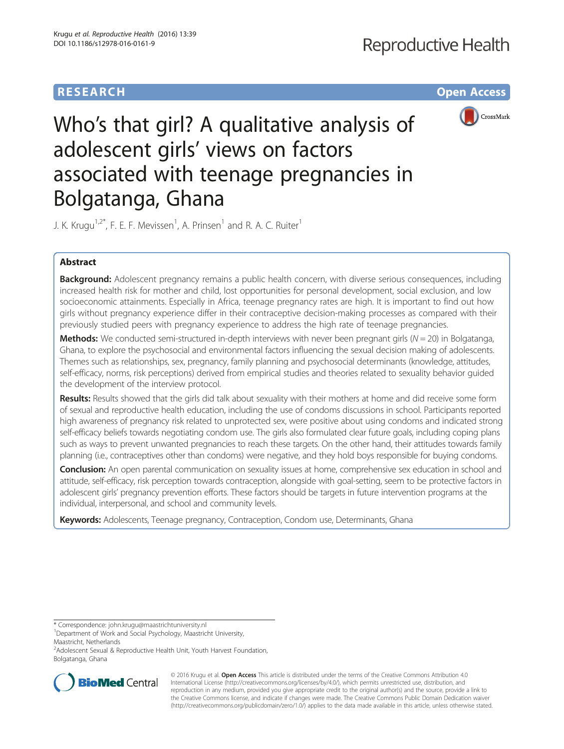# Who's that girl? A qualitative analysis of adolescent girls' views on factors associated with teenage pregnancies in Bolgatanga, Ghana

J. K. Krugu[1,2*], F. E. F. Mevissen[1], A. Prinsen[1] and R. A. C. Ruiter[1]

## Abstract

**Background:** Adolescent pregnancy remains a public health concern, with diverse serious consequences, including increased health risk for mother and child, lost opportunities for personal development, social exclusion, and low socioeconomic attainments. Especially in Africa, teenage pregnancy rates are high. It is important to find out how girls without pregnancy experience differ in their contraceptive decision-making processes as compared with their previously studied peers with pregnancy experience to address the high rate of teenage pregnancies.

**Methods:** We conducted semi-structured in-depth interviews with never been pregnant girls ($N = 20$) in Bolgatanga, Ghana, to explore the psychosocial and environmental factors influencing the sexual decision making of adolescents. Themes such as relationships, sex, pregnancy, family planning and psychosocial determinants (knowledge, attitudes, self-efficacy, norms, risk perceptions) derived from empirical studies and theories related to sexuality behavior guided the development of the interview protocol.

**Results:** Results showed that the girls did talk about sexuality with their mothers at home and did receive some form of sexual and reproductive health education, including the use of condoms discussions in school. Participants reported high awareness of pregnancy risk related to unprotected sex, were positive about using condoms and indicated strong self-efficacy beliefs towards negotiating condom use. The girls also formulated clear future goals, including coping plans such as ways to prevent unwanted pregnancies to reach these targets. On the other hand, their attitudes towards family planning (i.e., contraceptives other than condoms) were negative, and they hold boys responsible for buying condoms.

**Conclusion:** An open parental communication on sexuality issues at home, comprehensive sex education in school and attitude, self-efficacy, risk perception towards contraception, alongside with goal-setting, seem to be protective factors in adolescent girls' pregnancy prevention efforts. These factors should be targets in future intervention programs at the individual, interpersonal, and school and community levels.

**Keywords:** Adolescents, Teenage pregnancy, Contraception, Condom use, Determinants, Ghana

---

\* Correspondence: john.krugu@maastrichtuniversity.nl
[1]Department of Work and Social Psychology, Maastricht University, Maastricht, Netherlands
[2]Adolescent Sexual & Reproductive Health Unit, Youth Harvest Foundation, Bolgatanga, Ghana

© 2016 Krugu et al. **Open Access** This article is distributed under the terms of the Creative Commons Attribution 4.0 International License (http://creativecommons.org/licenses/by/4.0/), which permits unrestricted use, distribution, and reproduction in any medium, provided you give appropriate credit to the original author(s) and the source, provide a link to the Creative Commons license, and indicate if changes were made. The Creative Commons Public Domain Dedication waiver (http://creativecommons.org/publicdomain/zero/1.0/) applies to the data made available in this article, unless otherwise stated.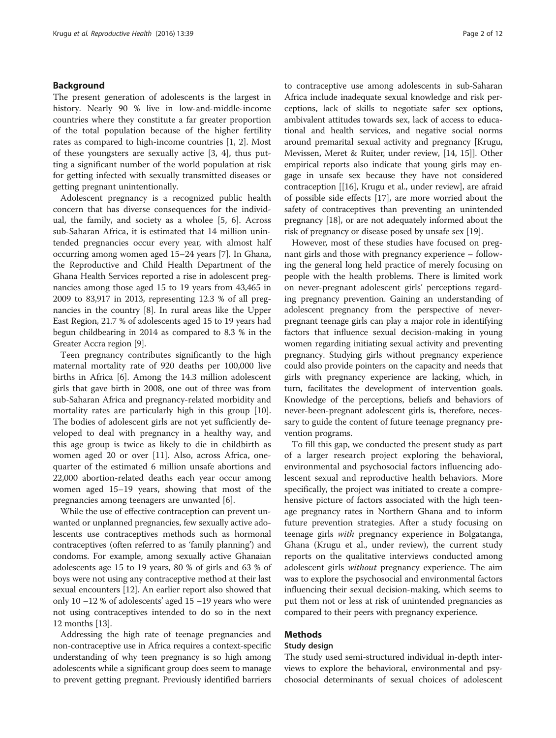## Background

The present generation of adolescents is the largest in history. Nearly 90 % live in low-and-middle-income countries where they constitute a far greater proportion of the total population because of the higher fertility rates as compared to high-income countries [1, 2]. Most of these youngsters are sexually active [3, 4], thus putting a significant number of the world population at risk for getting infected with sexually transmitted diseases or getting pregnant unintentionally.

Adolescent pregnancy is a recognized public health concern that has diverse consequences for the individual, the family, and society as a wholee [5, 6]. Across sub-Saharan Africa, it is estimated that 14 million unintended pregnancies occur every year, with almost half occurring among women aged 15–24 years [7]. In Ghana, the Reproductive and Child Health Department of the Ghana Health Services reported a rise in adolescent pregnancies among those aged 15 to 19 years from 43,465 in 2009 to 83,917 in 2013, representing 12.3 % of all pregnancies in the country [8]. In rural areas like the Upper East Region, 21.7 % of adolescents aged 15 to 19 years had begun childbearing in 2014 as compared to 8.3 % in the Greater Accra region [9].

Teen pregnancy contributes significantly to the high maternal mortality rate of 920 deaths per 100,000 live births in Africa [6]. Among the 14.3 million adolescent girls that gave birth in 2008, one out of three was from sub-Saharan Africa and pregnancy-related morbidity and mortality rates are particularly high in this group [10]. The bodies of adolescent girls are not yet sufficiently developed to deal with pregnancy in a healthy way, and this age group is twice as likely to die in childbirth as women aged 20 or over [11]. Also, across Africa, one-quarter of the estimated 6 million unsafe abortions and 22,000 abortion-related deaths each year occur among women aged 15–19 years, showing that most of the pregnancies among teenagers are unwanted [6].

While the use of effective contraception can prevent unwanted or unplanned pregnancies, few sexually active adolescents use contraceptives methods such as hormonal contraceptives (often referred to as 'family planning') and condoms. For example, among sexually active Ghanaian adolescents age 15 to 19 years, 80 % of girls and 63 % of boys were not using any contraceptive method at their last sexual encounters [12]. An earlier report also showed that only 10 –12 % of adolescents' aged 15 –19 years who were not using contraceptives intended to do so in the next 12 months [13].

Addressing the high rate of teenage pregnancies and non-contraceptive use in Africa requires a context-specific understanding of why teen pregnancy is so high among adolescents while a significant group does seem to manage to prevent getting pregnant. Previously identified barriers to contraceptive use among adolescents in sub-Saharan Africa include inadequate sexual knowledge and risk perceptions, lack of skills to negotiate safer sex options, ambivalent attitudes towards sex, lack of access to educational and health services, and negative social norms around premarital sexual activity and pregnancy [Krugu, Mevissen, Meret & Ruiter, under review, [14, 15]]. Other empirical reports also indicate that young girls may engage in unsafe sex because they have not considered contraception [[16], Krugu et al., under review], are afraid of possible side effects [17], are more worried about the safety of contraceptives than preventing an unintended pregnancy [18], or are not adequately informed about the risk of pregnancy or disease posed by unsafe sex [19].

However, most of these studies have focused on pregnant girls and those with pregnancy experience – following the general long held practice of merely focusing on people with the health problems. There is limited work on never-pregnant adolescent girls' perceptions regarding pregnancy prevention. Gaining an understanding of adolescent pregnancy from the perspective of never-pregnant teenage girls can play a major role in identifying factors that influence sexual decision-making in young women regarding initiating sexual activity and preventing pregnancy. Studying girls without pregnancy experience could also provide pointers on the capacity and needs that girls with pregnancy experience are lacking, which, in turn, facilitates the development of intervention goals. Knowledge of the perceptions, beliefs and behaviors of never-been-pregnant adolescent girls is, therefore, necessary to guide the content of future teenage pregnancy prevention programs.

To fill this gap, we conducted the present study as part of a larger research project exploring the behavioral, environmental and psychosocial factors influencing adolescent sexual and reproductive health behaviors. More specifically, the project was initiated to create a comprehensive picture of factors associated with the high teenage pregnancy rates in Northern Ghana and to inform future prevention strategies. After a study focusing on teenage girls *with* pregnancy experience in Bolgatanga, Ghana (Krugu et al., under review), the current study reports on the qualitative interviews conducted among adolescent girls *without* pregnancy experience. The aim was to explore the psychosocial and environmental factors influencing their sexual decision-making, which seems to put them not or less at risk of unintended pregnancies as compared to their peers with pregnancy experience.

## Methods

### Study design

The study used semi-structured individual in-depth interviews to explore the behavioral, environmental and psychosocial determinants of sexual choices of adolescent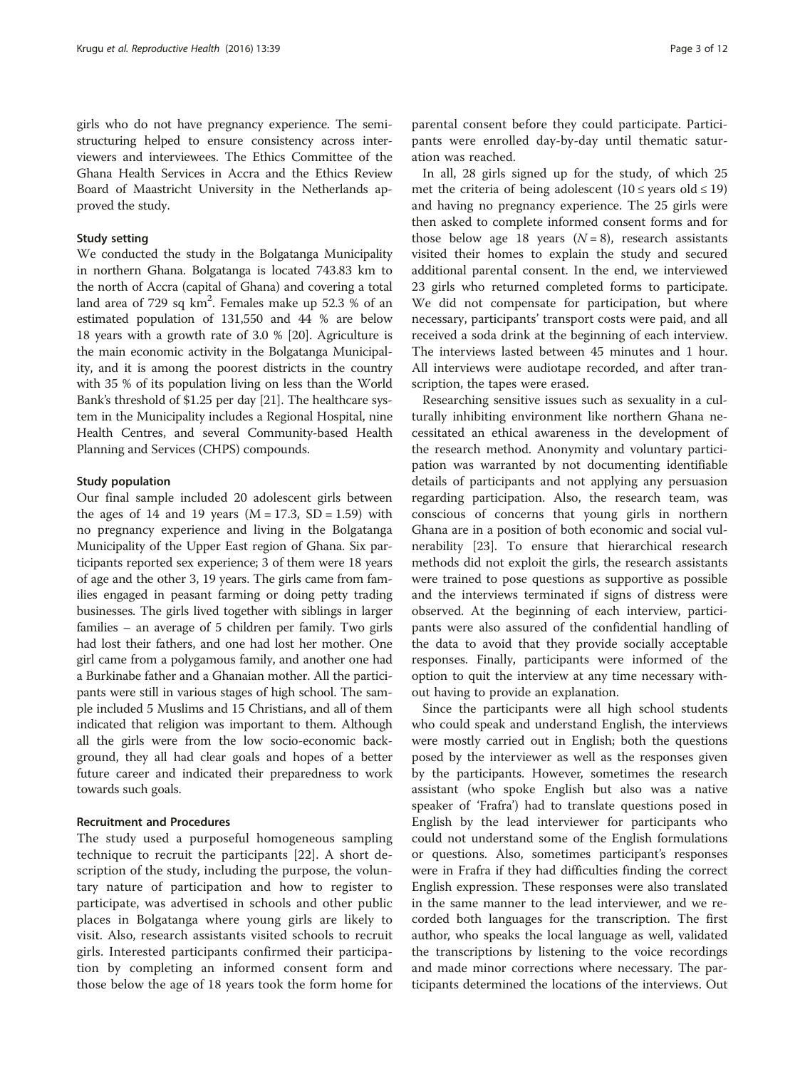girls who do not have pregnancy experience. The semi-structuring helped to ensure consistency across interviewers and interviewees. The Ethics Committee of the Ghana Health Services in Accra and the Ethics Review Board of Maastricht University in the Netherlands approved the study.

### Study setting

We conducted the study in the Bolgatanga Municipality in northern Ghana. Bolgatanga is located 743.83 km to the north of Accra (capital of Ghana) and covering a total land area of 729 sq $km^2$. Females make up 52.3 % of an estimated population of 131,550 and 44 % are below 18 years with a growth rate of 3.0 % [20]. Agriculture is the main economic activity in the Bolgatanga Municipality, and it is among the poorest districts in the country with 35 % of its population living on less than the World Bank's threshold of $1.25 per day [21]. The healthcare system in the Municipality includes a Regional Hospital, nine Health Centres, and several Community-based Health Planning and Services (CHPS) compounds.

### Study population

Our final sample included 20 adolescent girls between the ages of 14 and 19 years ($M = 17.3$, $SD = 1.59$) with no pregnancy experience and living in the Bolgatanga Municipality of the Upper East region of Ghana. Six participants reported sex experience; 3 of them were 18 years of age and the other 3, 19 years. The girls came from families engaged in peasant farming or doing petty trading businesses. The girls lived together with siblings in larger families – an average of 5 children per family. Two girls had lost their fathers, and one had lost her mother. One girl came from a polygamous family, and another one had a Burkinabe father and a Ghanaian mother. All the participants were still in various stages of high school. The sample included 5 Muslims and 15 Christians, and all of them indicated that religion was important to them. Although all the girls were from the low socio-economic background, they all had clear goals and hopes of a better future career and indicated their preparedness to work towards such goals.

### Recruitment and Procedures

The study used a purposeful homogeneous sampling technique to recruit the participants [22]. A short description of the study, including the purpose, the voluntary nature of participation and how to register to participate, was advertised in schools and other public places in Bolgatanga where young girls are likely to visit. Also, research assistants visited schools to recruit girls. Interested participants confirmed their participation by completing an informed consent form and those below the age of 18 years took the form home for parental consent before they could participate. Participants were enrolled day-by-day until thematic saturation was reached.

In all, 28 girls signed up for the study, of which 25 met the criteria of being adolescent ($10 \leq$ years old $\leq 19$) and having no pregnancy experience. The 25 girls were then asked to complete informed consent forms and for those below age 18 years ($N = 8$), research assistants visited their homes to explain the study and secured additional parental consent. In the end, we interviewed 23 girls who returned completed forms to participate. We did not compensate for participation, but where necessary, participants' transport costs were paid, and all received a soda drink at the beginning of each interview. The interviews lasted between 45 minutes and 1 hour. All interviews were audiotape recorded, and after transcription, the tapes were erased.

Researching sensitive issues such as sexuality in a culturally inhibiting environment like northern Ghana necessitated an ethical awareness in the development of the research method. Anonymity and voluntary participation was warranted by not documenting identifiable details of participants and not applying any persuasion regarding participation. Also, the research team, was conscious of concerns that young girls in northern Ghana are in a position of both economic and social vulnerability [23]. To ensure that hierarchical research methods did not exploit the girls, the research assistants were trained to pose questions as supportive as possible and the interviews terminated if signs of distress were observed. At the beginning of each interview, participants were also assured of the confidential handling of the data to avoid that they provide socially acceptable responses. Finally, participants were informed of the option to quit the interview at any time necessary without having to provide an explanation.

Since the participants were all high school students who could speak and understand English, the interviews were mostly carried out in English; both the questions posed by the interviewer as well as the responses given by the participants. However, sometimes the research assistant (who spoke English but also was a native speaker of 'Frafra') had to translate questions posed in English by the lead interviewer for participants who could not understand some of the English formulations or questions. Also, sometimes participant's responses were in Frafra if they had difficulties finding the correct English expression. These responses were also translated in the same manner to the lead interviewer, and we recorded both languages for the transcription. The first author, who speaks the local language as well, validated the transcriptions by listening to the voice recordings and made minor corrections where necessary. The participants determined the locations of the interviews. Out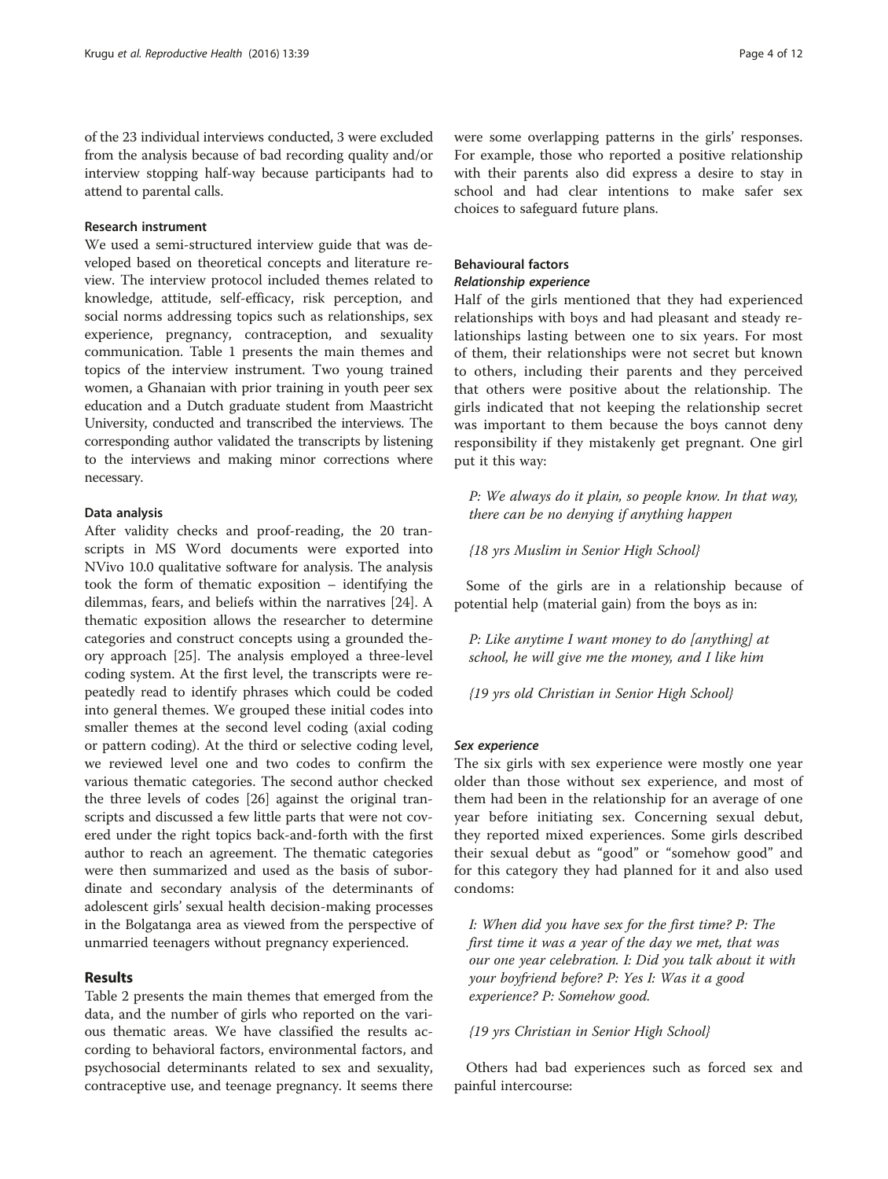of the 23 individual interviews conducted, 3 were excluded from the analysis because of bad recording quality and/or interview stopping half-way because participants had to attend to parental calls.

### Research instrument

We used a semi-structured interview guide that was developed based on theoretical concepts and literature review. The interview protocol included themes related to knowledge, attitude, self-efficacy, risk perception, and social norms addressing topics such as relationships, sex experience, pregnancy, contraception, and sexuality communication. Table 1 presents the main themes and topics of the interview instrument. Two young trained women, a Ghanaian with prior training in youth peer sex education and a Dutch graduate student from Maastricht University, conducted and transcribed the interviews. The corresponding author validated the transcripts by listening to the interviews and making minor corrections where necessary.

### Data analysis

After validity checks and proof-reading, the 20 transcripts in MS Word documents were exported into NVivo 10.0 qualitative software for analysis. The analysis took the form of thematic exposition – identifying the dilemmas, fears, and beliefs within the narratives [24]. A thematic exposition allows the researcher to determine categories and construct concepts using a grounded theory approach [25]. The analysis employed a three-level coding system. At the first level, the transcripts were repeatedly read to identify phrases which could be coded into general themes. We grouped these initial codes into smaller themes at the second level coding (axial coding or pattern coding). At the third or selective coding level, we reviewed level one and two codes to confirm the various thematic categories. The second author checked the three levels of codes [26] against the original transcripts and discussed a few little parts that were not covered under the right topics back-and-forth with the first author to reach an agreement. The thematic categories were then summarized and used as the basis of subordinate and secondary analysis of the determinants of adolescent girls' sexual health decision-making processes in the Bolgatanga area as viewed from the perspective of unmarried teenagers without pregnancy experienced.

## Results

Table 2 presents the main themes that emerged from the data, and the number of girls who reported on the various thematic areas. We have classified the results according to behavioral factors, environmental factors, and psychosocial determinants related to sex and sexuality, contraceptive use, and teenage pregnancy. It seems there were some overlapping patterns in the girls' responses. For example, those who reported a positive relationship with their parents also did express a desire to stay in school and had clear intentions to make safer sex choices to safeguard future plans.

### Behavioural factors

#### *Relationship experience*

Half of the girls mentioned that they had experienced relationships with boys and had pleasant and steady relationships lasting between one to six years. For most of them, their relationships were not secret but known to others, including their parents and they perceived that others were positive about the relationship. The girls indicated that not keeping the relationship secret was important to them because the boys cannot deny responsibility if they mistakenly get pregnant. One girl put it this way:

> *P: We always do it plain, so people know. In that way, there can be no denying if anything happen*
>
> *{18 yrs Muslim in Senior High School}*

Some of the girls are in a relationship because of potential help (material gain) from the boys as in:

> *P: Like anytime I want money to do [anything] at school, he will give me the money, and I like him*
>
> *{19 yrs old Christian in Senior High School}*

#### *Sex experience*

The six girls with sex experience were mostly one year older than those without sex experience, and most of them had been in the relationship for an average of one year before initiating sex. Concerning sexual debut, they reported mixed experiences. Some girls described their sexual debut as "good" or "somehow good" and for this category they had planned for it and also used condoms:

> *I: When did you have sex for the first time? P: The first time it was a year of the day we met, that was our one year celebration. I: Did you talk about it with your boyfriend before? P: Yes I: Was it a good experience? P: Somehow good.*
>
> *{19 yrs Christian in Senior High School}*

Others had bad experiences such as forced sex and painful intercourse: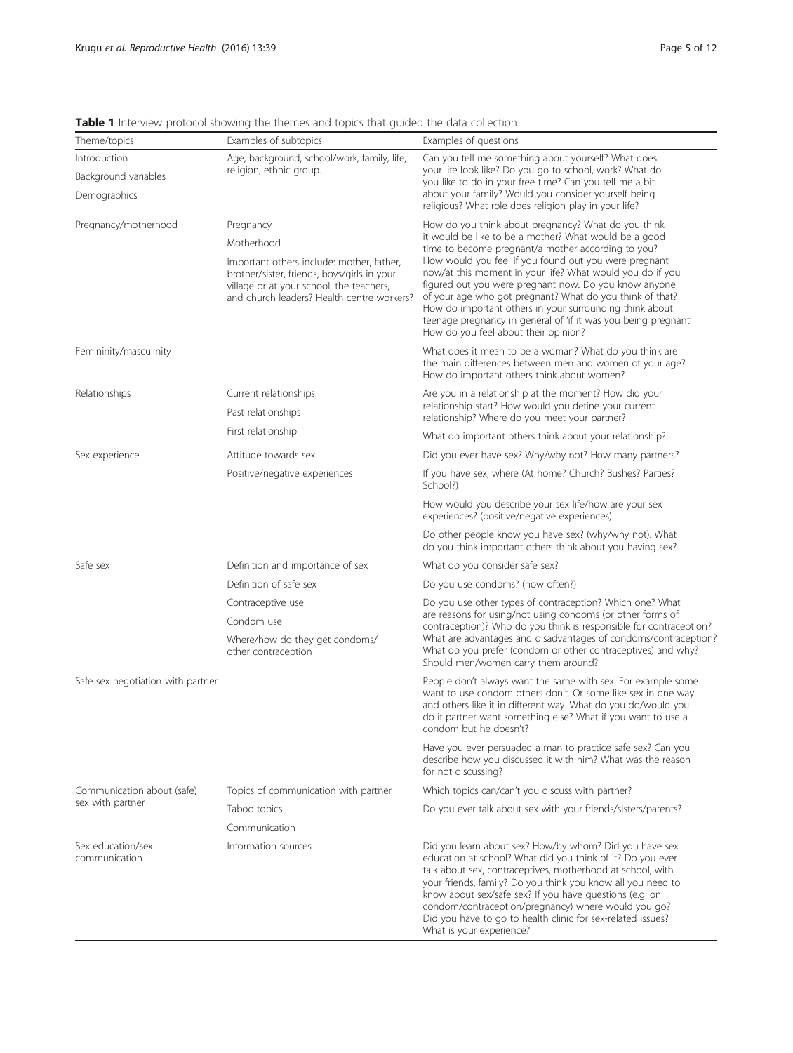**Table 1** Interview protocol showing the themes and topics that guided the data collection

| Theme/topics | Examples of subtopics | Examples of questions |
|---|---|---|
| Introduction<br>Background variables<br>Demographics | Age, background, school/work, family, life, religion, ethnic group. | Can you tell me something about yourself? What does your life look like? Do you go to school, work? What do you like to do in your free time? Can you tell me a bit about your family? Would you consider yourself being religious? What role does religion play in your life? |
| Pregnancy/motherhood | Pregnancy<br>Motherhood<br>Important others include: mother, father, brother/sister, friends, boys/girls in your village or at your school, the teachers, and church leaders? Health centre workers? | How do you think about pregnancy? What do you think it would be like to be a mother? What would be a good time to become pregnant/a mother according to you? How would you feel if you found out you were pregnant now/at this moment in your life? What would you do if you figured out you were pregnant now. Do you know anyone of your age who got pregnant? What do you think of that? How do important others in your surrounding think about teenage pregnancy in general of 'if it was you being pregnant' How do you feel about their opinion? |
| Femininity/masculinity | | What does it mean to be a woman? What do you think are the main differences between men and women of your age? How do important others think about women? |
| Relationships | Current relationships<br>Past relationships<br>First relationship | Are you in a relationship at the moment? How did your relationship start? How would you define your current relationship? Where do you meet your partner?<br>What do important others think about your relationship? |
| Sex experience | Attitude towards sex | Did you ever have sex? Why/why not? How many partners? |
| | Positive/negative experiences | If you have sex, where (At home? Church? Bushes? Parties? School?) |
| | | How would you describe your sex life/how are your sex experiences? (positive/negative experiences) |
| | | Do other people know you have sex? (why/why not). What do you think important others think about you having sex? |
| Safe sex | Definition and importance of sex | What do you consider safe sex? |
| | Definition of safe sex | Do you use condoms? (how often?) |
| | Contraceptive use<br>Condom use<br>Where/how do they get condoms/ other contraception | Do you use other types of contraception? Which one? What are reasons for using/not using condoms (or other forms of contraception)? Who do you think is responsible for contraception? What are advantages and disadvantages of condoms/contraception? What do you prefer (condom or other contraceptives) and why? Should men/women carry them around? |
| Safe sex negotiation with partner | | People don't always want the same with sex. For example some want to use condom others don't. Or some like sex in one way and others like it in different way. What do you do/would you do if partner want something else? What if you want to use a condom but he doesn't? |
| | | Have you ever persuaded a man to practice safe sex? Can you describe how you discussed it with him? What was the reason for not discussing? |
| Communication about (safe) sex with partner | Topics of communication with partner | Which topics can/can't you discuss with partner? |
| | Taboo topics<br>Communication | Do you ever talk about sex with your friends/sisters/parents? |
| Sex education/sex communication | Information sources | Did you learn about sex? How/by whom? Did you have sex education at school? What did you think of it? Do you ever talk about sex, contraceptives, motherhood at school, with your friends, family? Do you think you know all you need to know about sex/safe sex? If you have questions (e.g. on condom/contraception/pregnancy) where would you go? Did you have to go to health clinic for sex-related issues? What is your experience? |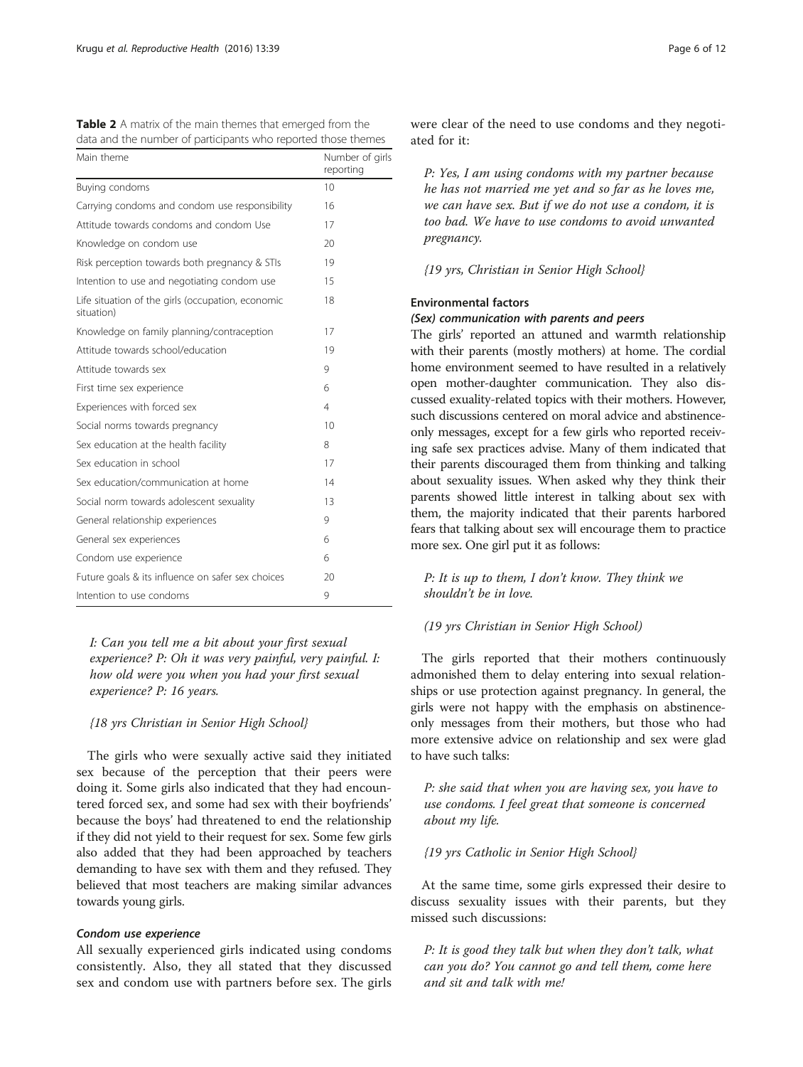**Table 2** A matrix of the main themes that emerged from the data and the number of participants who reported those themes

| Main theme | Number of girls reporting |
|---|---|
| Buying condoms | 10 |
| Carrying condoms and condom use responsibility | 16 |
| Attitude towards condoms and condom Use | 17 |
| Knowledge on condom use | 20 |
| Risk perception towards both pregnancy & STIs | 19 |
| Intention to use and negotiating condom use | 15 |
| Life situation of the girls (occupation, economic situation) | 18 |
| Knowledge on family planning/contraception | 17 |
| Attitude towards school/education | 19 |
| Attitude towards sex | 9 |
| First time sex experience | 6 |
| Experiences with forced sex | 4 |
| Social norms towards pregnancy | 10 |
| Sex education at the health facility | 8 |
| Sex education in school | 17 |
| Sex education/communication at home | 14 |
| Social norm towards adolescent sexuality | 13 |
| General relationship experiences | 9 |
| General sex experiences | 6 |
| Condom use experience | 6 |
| Future goals & its influence on safer sex choices | 20 |
| Intention to use condoms | 9 |

> *I: Can you tell me a bit about your first sexual experience? P: Oh it was very painful, very painful. I: how old were you when you had your first sexual experience? P: 16 years.*
>
> *{18 yrs Christian in Senior High School}*

The girls who were sexually active said they initiated sex because of the perception that their peers were doing it. Some girls also indicated that they had encountered forced sex, and some had sex with their boyfriends' because the boys' had threatened to end the relationship if they did not yield to their request for sex. Some few girls also added that they had been approached by teachers demanding to have sex with them and they refused. They believed that most teachers are making similar advances towards young girls.

#### *Condom use experience*

All sexually experienced girls indicated using condoms consistently. Also, they all stated that they discussed sex and condom use with partners before sex. The girls were clear of the need to use condoms and they negotiated for it:

> *P: Yes, I am using condoms with my partner because he has not married me yet and so far as he loves me, we can have sex. But if we do not use a condom, it is too bad. We have to use condoms to avoid unwanted pregnancy.*
>
> *{19 yrs, Christian in Senior High School}*

### Environmental factors

#### *(Sex) communication with parents and peers*

The girls' reported an attuned and warmth relationship with their parents (mostly mothers) at home. The cordial home environment seemed to have resulted in a relatively open mother-daughter communication. They also discussed exuality-related topics with their mothers. However, such discussions centered on moral advice and abstinence-only messages, except for a few girls who reported receiving safe sex practices advise. Many of them indicated that their parents discouraged them from thinking and talking about sexuality issues. When asked why they think their parents showed little interest in talking about sex with them, the majority indicated that their parents harbored fears that talking about sex will encourage them to practice more sex. One girl put it as follows:

> *P: It is up to them, I don't know. They think we shouldn't be in love.*
>
> *(19 yrs Christian in Senior High School)*

The girls reported that their mothers continuously admonished them to delay entering into sexual relationships or use protection against pregnancy. In general, the girls were not happy with the emphasis on abstinence-only messages from their mothers, but those who had more extensive advice on relationship and sex were glad to have such talks:

> *P: she said that when you are having sex, you have to use condoms. I feel great that someone is concerned about my life.*
>
> *{19 yrs Catholic in Senior High School}*

At the same time, some girls expressed their desire to discuss sexuality issues with their parents, but they missed such discussions:

> *P: It is good they talk but when they don't talk, what can you do? You cannot go and tell them, come here and sit and talk with me!*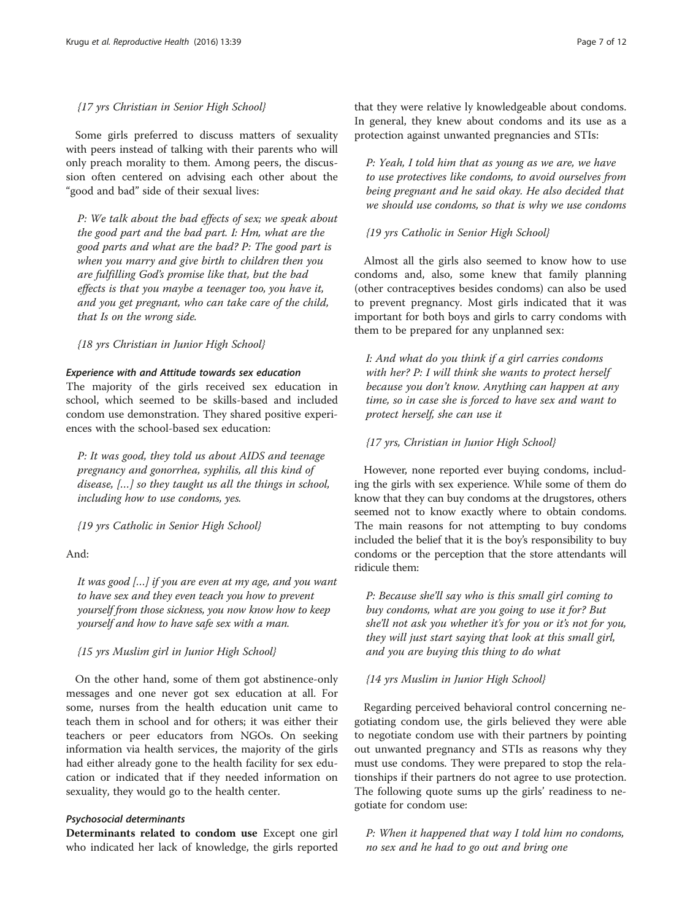*{17 yrs Christian in Senior High School}*

Some girls preferred to discuss matters of sexuality with peers instead of talking with their parents who will only preach morality to them. Among peers, the discussion often centered on advising each other about the "good and bad" side of their sexual lives:

> *P: We talk about the bad effects of sex; we speak about the good part and the bad part. I: Hm, what are the good parts and what are the bad? P: The good part is when you marry and give birth to children then you are fulfilling God's promise like that, but the bad effects is that you maybe a teenager too, you have it, and you get pregnant, who can take care of the child, that Is on the wrong side.*
>
> *{18 yrs Christian in Junior High School}*

#### *Experience with and Attitude towards sex education*

The majority of the girls received sex education in school, which seemed to be skills-based and included condom use demonstration. They shared positive experiences with the school-based sex education:

> *P: It was good, they told us about AIDS and teenage pregnancy and gonorrhea, syphilis, all this kind of disease, […] so they taught us all the things in school, including how to use condoms, yes.*
>
> *{19 yrs Catholic in Senior High School}*

And:

> *It was good […] if you are even at my age, and you want to have sex and they even teach you how to prevent yourself from those sickness, you now know how to keep yourself and how to have safe sex with a man.*
>
> *{15 yrs Muslim girl in Junior High School}*

On the other hand, some of them got abstinence-only messages and one never got sex education at all. For some, nurses from the health education unit came to teach them in school and for others; it was either their teachers or peer educators from NGOs. On seeking information via health services, the majority of the girls had either already gone to the health facility for sex education or indicated that if they needed information on sexuality, they would go to the health center.

#### *Psychosocial determinants*

**Determinants related to condom use** Except one girl who indicated her lack of knowledge, the girls reported that they were relative ly knowledgeable about condoms. In general, they knew about condoms and its use as a protection against unwanted pregnancies and STIs:

> *P: Yeah, I told him that as young as we are, we have to use protectives like condoms, to avoid ourselves from being pregnant and he said okay. He also decided that we should use condoms, so that is why we use condoms*
>
> *{19 yrs Catholic in Senior High School}*

Almost all the girls also seemed to know how to use condoms and, also, some knew that family planning (other contraceptives besides condoms) can also be used to prevent pregnancy. Most girls indicated that it was important for both boys and girls to carry condoms with them to be prepared for any unplanned sex:

> *I: And what do you think if a girl carries condoms with her? P: I will think she wants to protect herself because you don't know. Anything can happen at any time, so in case she is forced to have sex and want to protect herself, she can use it*
>
> *{17 yrs, Christian in Junior High School}*

However, none reported ever buying condoms, including the girls with sex experience. While some of them do know that they can buy condoms at the drugstores, others seemed not to know exactly where to obtain condoms. The main reasons for not attempting to buy condoms included the belief that it is the boy's responsibility to buy condoms or the perception that the store attendants will ridicule them:

> *P: Because she'll say who is this small girl coming to buy condoms, what are you going to use it for? But she'll not ask you whether it's for you or it's not for you, they will just start saying that look at this small girl, and you are buying this thing to do what*
>
> *{14 yrs Muslim in Junior High School}*

Regarding perceived behavioral control concerning negotiating condom use, the girls believed they were able to negotiate condom use with their partners by pointing out unwanted pregnancy and STIs as reasons why they must use condoms. They were prepared to stop the relationships if their partners do not agree to use protection. The following quote sums up the girls' readiness to negotiate for condom use:

> *P: When it happened that way I told him no condoms, no sex and he had to go out and bring one*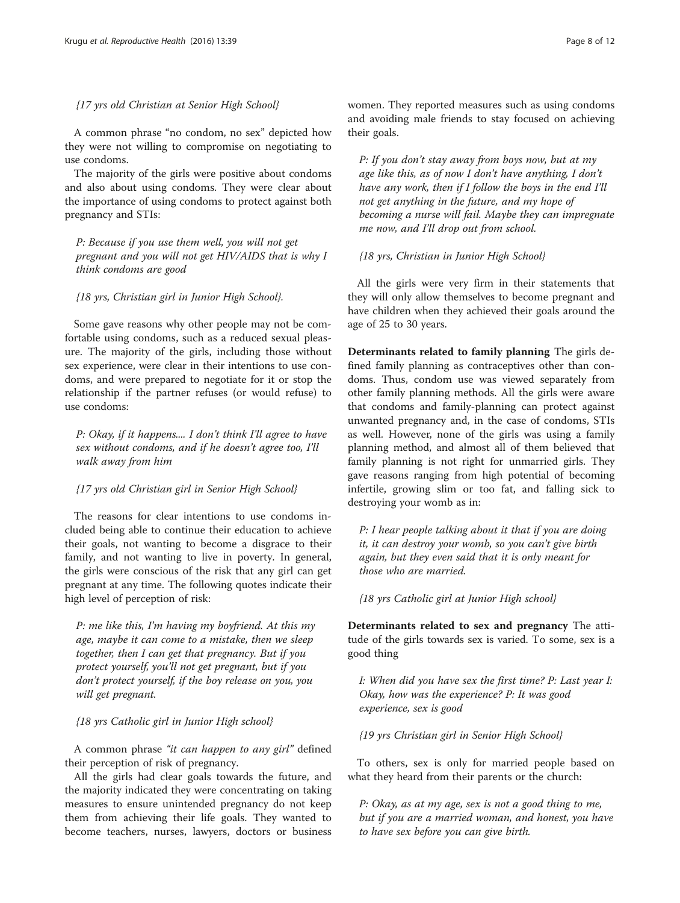{17 yrs old Christian at Senior High School}

A common phrase "no condom, no sex" depicted how they were not willing to compromise on negotiating to use condoms.

The majority of the girls were positive about condoms and also about using condoms. They were clear about the importance of using condoms to protect against both pregnancy and STIs:

> *P: Because if you use them well, you will not get pregnant and you will not get HIV/AIDS that is why I think condoms are good*

*{18 yrs, Christian girl in Junior High School}.*

Some gave reasons why other people may not be comfortable using condoms, such as a reduced sexual pleasure. The majority of the girls, including those without sex experience, were clear in their intentions to use condoms, and were prepared to negotiate for it or stop the relationship if the partner refuses (or would refuse) to use condoms:

> *P: Okay, if it happens.... I don't think I'll agree to have sex without condoms, and if he doesn't agree too, I'll walk away from him*

*{17 yrs old Christian girl in Senior High School}*

The reasons for clear intentions to use condoms included being able to continue their education to achieve their goals, not wanting to become a disgrace to their family, and not wanting to live in poverty. In general, the girls were conscious of the risk that any girl can get pregnant at any time. The following quotes indicate their high level of perception of risk:

> *P: me like this, I'm having my boyfriend. At this my age, maybe it can come to a mistake, then we sleep together, then I can get that pregnancy. But if you protect yourself, you'll not get pregnant, but if you don't protect yourself, if the boy release on you, you will get pregnant.*

*{18 yrs Catholic girl in Junior High school}*

A common phrase *"it can happen to any girl"* defined their perception of risk of pregnancy.

All the girls had clear goals towards the future, and the majority indicated they were concentrating on taking measures to ensure unintended pregnancy do not keep them from achieving their life goals. They wanted to become teachers, nurses, lawyers, doctors or business women. They reported measures such as using condoms and avoiding male friends to stay focused on achieving their goals.

> *P: If you don't stay away from boys now, but at my age like this, as of now I don't have anything, I don't have any work, then if I follow the boys in the end I'll not get anything in the future, and my hope of becoming a nurse will fail. Maybe they can impregnate me now, and I'll drop out from school.*

*{18 yrs, Christian in Junior High School}*

All the girls were very firm in their statements that they will only allow themselves to become pregnant and have children when they achieved their goals around the age of 25 to 30 years.

**Determinants related to family planning** The girls defined family planning as contraceptives other than condoms. Thus, condom use was viewed separately from other family planning methods. All the girls were aware that condoms and family-planning can protect against unwanted pregnancy and, in the case of condoms, STIs as well. However, none of the girls was using a family planning method, and almost all of them believed that family planning is not right for unmarried girls. They gave reasons ranging from high potential of becoming infertile, growing slim or too fat, and falling sick to destroying your womb as in:

> *P: I hear people talking about it that if you are doing it, it can destroy your womb, so you can't give birth again, but they even said that it is only meant for those who are married.*

*{18 yrs Catholic girl at Junior High school}*

**Determinants related to sex and pregnancy** The attitude of the girls towards sex is varied. To some, sex is a good thing

> *I: When did you have sex the first time? P: Last year I: Okay, how was the experience? P: It was good experience, sex is good*

*{19 yrs Christian girl in Senior High School}*

To others, sex is only for married people based on what they heard from their parents or the church:

> *P: Okay, as at my age, sex is not a good thing to me, but if you are a married woman, and honest, you have to have sex before you can give birth.*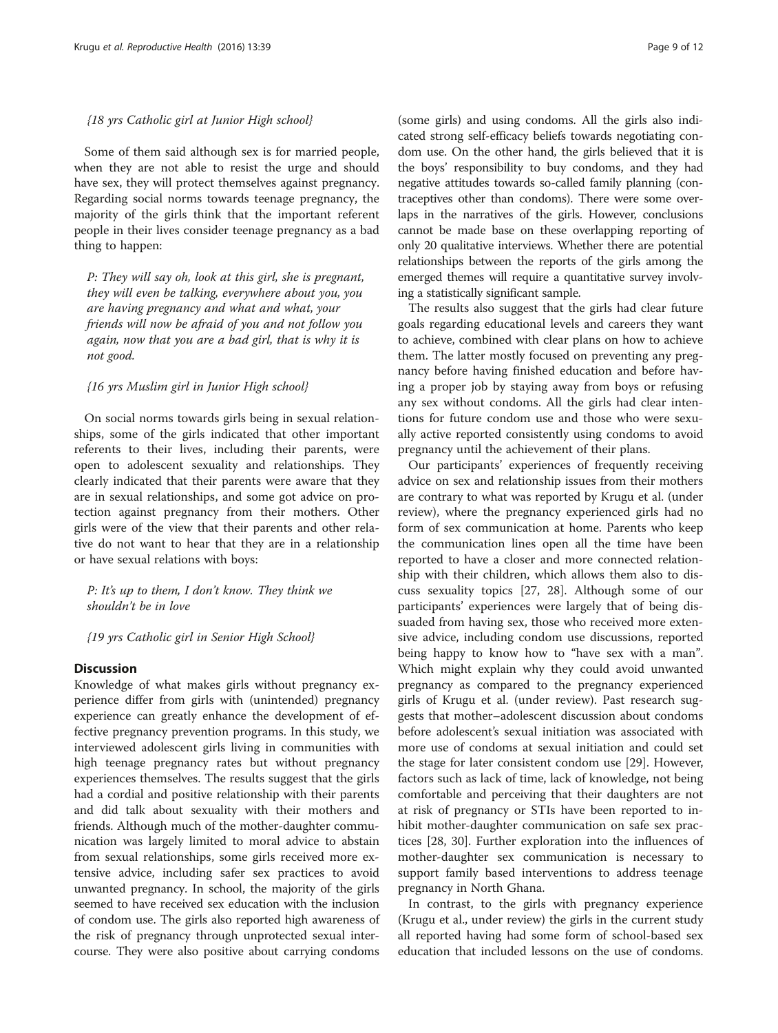*{18 yrs Catholic girl at Junior High school}*

Some of them said although sex is for married people, when they are not able to resist the urge and should have sex, they will protect themselves against pregnancy. Regarding social norms towards teenage pregnancy, the majority of the girls think that the important referent people in their lives consider teenage pregnancy as a bad thing to happen:

> *P: They will say oh, look at this girl, she is pregnant, they will even be talking, everywhere about you, you are having pregnancy and what and what, your friends will now be afraid of you and not follow you again, now that you are a bad girl, that is why it is not good.*

*{16 yrs Muslim girl in Junior High school}*

On social norms towards girls being in sexual relationships, some of the girls indicated that other important referents to their lives, including their parents, were open to adolescent sexuality and relationships. They clearly indicated that their parents were aware that they are in sexual relationships, and some got advice on protection against pregnancy from their mothers. Other girls were of the view that their parents and other relative do not want to hear that they are in a relationship or have sexual relations with boys:

> *P: It's up to them, I don't know. They think we shouldn't be in love*

*{19 yrs Catholic girl in Senior High School}*

## Discussion

Knowledge of what makes girls without pregnancy experience differ from girls with (unintended) pregnancy experience can greatly enhance the development of effective pregnancy prevention programs. In this study, we interviewed adolescent girls living in communities with high teenage pregnancy rates but without pregnancy experiences themselves. The results suggest that the girls had a cordial and positive relationship with their parents and did talk about sexuality with their mothers and friends. Although much of the mother-daughter communication was largely limited to moral advice to abstain from sexual relationships, some girls received more extensive advice, including safer sex practices to avoid unwanted pregnancy. In school, the majority of the girls seemed to have received sex education with the inclusion of condom use. The girls also reported high awareness of the risk of pregnancy through unprotected sexual intercourse. They were also positive about carrying condoms (some girls) and using condoms. All the girls also indicated strong self-efficacy beliefs towards negotiating condom use. On the other hand, the girls believed that it is the boys' responsibility to buy condoms, and they had negative attitudes towards so-called family planning (contraceptives other than condoms). There were some overlaps in the narratives of the girls. However, conclusions cannot be made base on these overlapping reporting of only 20 qualitative interviews. Whether there are potential relationships between the reports of the girls among the emerged themes will require a quantitative survey involving a statistically significant sample.

The results also suggest that the girls had clear future goals regarding educational levels and careers they want to achieve, combined with clear plans on how to achieve them. The latter mostly focused on preventing any pregnancy before having finished education and before having a proper job by staying away from boys or refusing any sex without condoms. All the girls had clear intentions for future condom use and those who were sexually active reported consistently using condoms to avoid pregnancy until the achievement of their plans.

Our participants' experiences of frequently receiving advice on sex and relationship issues from their mothers are contrary to what was reported by Krugu et al. (under review), where the pregnancy experienced girls had no form of sex communication at home. Parents who keep the communication lines open all the time have been reported to have a closer and more connected relationship with their children, which allows them also to discuss sexuality topics [27, 28]. Although some of our participants' experiences were largely that of being dissuaded from having sex, those who received more extensive advice, including condom use discussions, reported being happy to know how to "have sex with a man". Which might explain why they could avoid unwanted pregnancy as compared to the pregnancy experienced girls of Krugu et al. (under review). Past research suggests that mother–adolescent discussion about condoms before adolescent's sexual initiation was associated with more use of condoms at sexual initiation and could set the stage for later consistent condom use [29]. However, factors such as lack of time, lack of knowledge, not being comfortable and perceiving that their daughters are not at risk of pregnancy or STIs have been reported to inhibit mother-daughter communication on safe sex practices [28, 30]. Further exploration into the influences of mother-daughter sex communication is necessary to support family based interventions to address teenage pregnancy in North Ghana.

In contrast, to the girls with pregnancy experience (Krugu et al., under review) the girls in the current study all reported having had some form of school-based sex education that included lessons on the use of condoms.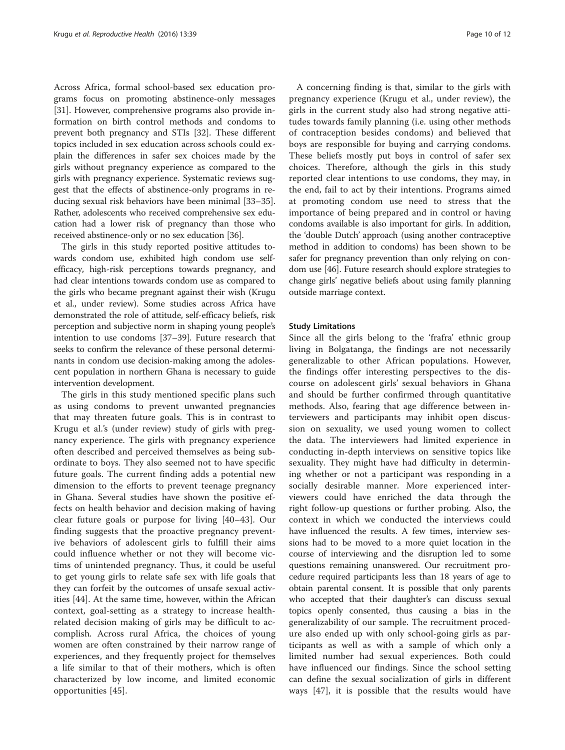Across Africa, formal school-based sex education programs focus on promoting abstinence-only messages [31]. However, comprehensive programs also provide information on birth control methods and condoms to prevent both pregnancy and STIs [32]. These different topics included in sex education across schools could explain the differences in safer sex choices made by the girls without pregnancy experience as compared to the girls with pregnancy experience. Systematic reviews suggest that the effects of abstinence-only programs in reducing sexual risk behaviors have been minimal [33–35]. Rather, adolescents who received comprehensive sex education had a lower risk of pregnancy than those who received abstinence-only or no sex education [36].

The girls in this study reported positive attitudes towards condom use, exhibited high condom use self-efficacy, high-risk perceptions towards pregnancy, and had clear intentions towards condom use as compared to the girls who became pregnant against their wish (Krugu et al., under review). Some studies across Africa have demonstrated the role of attitude, self-efficacy beliefs, risk perception and subjective norm in shaping young people's intention to use condoms [37–39]. Future research that seeks to confirm the relevance of these personal determinants in condom use decision-making among the adolescent population in northern Ghana is necessary to guide intervention development.

The girls in this study mentioned specific plans such as using condoms to prevent unwanted pregnancies that may threaten future goals. This is in contrast to Krugu et al.'s (under review) study of girls with pregnancy experience. The girls with pregnancy experience often described and perceived themselves as being subordinate to boys. They also seemed not to have specific future goals. The current finding adds a potential new dimension to the efforts to prevent teenage pregnancy in Ghana. Several studies have shown the positive effects on health behavior and decision making of having clear future goals or purpose for living [40–43]. Our finding suggests that the proactive pregnancy preventive behaviors of adolescent girls to fulfill their aims could influence whether or not they will become victims of unintended pregnancy. Thus, it could be useful to get young girls to relate safe sex with life goals that they can forfeit by the outcomes of unsafe sexual activities [44]. At the same time, however, within the African context, goal-setting as a strategy to increase health-related decision making of girls may be difficult to accomplish. Across rural Africa, the choices of young women are often constrained by their narrow range of experiences, and they frequently project for themselves a life similar to that of their mothers, which is often characterized by low income, and limited economic opportunities [45].

A concerning finding is that, similar to the girls with pregnancy experience (Krugu et al., under review), the girls in the current study also had strong negative attitudes towards family planning (i.e. using other methods of contraception besides condoms) and believed that boys are responsible for buying and carrying condoms. These beliefs mostly put boys in control of safer sex choices. Therefore, although the girls in this study reported clear intentions to use condoms, they may, in the end, fail to act by their intentions. Programs aimed at promoting condom use need to stress that the importance of being prepared and in control or having condoms available is also important for girls. In addition, the 'double Dutch' approach (using another contraceptive method in addition to condoms) has been shown to be safer for pregnancy prevention than only relying on condom use [46]. Future research should explore strategies to change girls' negative beliefs about using family planning outside marriage context.

### Study Limitations

Since all the girls belong to the 'frafra' ethnic group living in Bolgatanga, the findings are not necessarily generalizable to other African populations. However, the findings offer interesting perspectives to the discourse on adolescent girls' sexual behaviors in Ghana and should be further confirmed through quantitative methods. Also, fearing that age difference between interviewers and participants may inhibit open discussion on sexuality, we used young women to collect the data. The interviewers had limited experience in conducting in-depth interviews on sensitive topics like sexuality. They might have had difficulty in determining whether or not a participant was responding in a socially desirable manner. More experienced interviewers could have enriched the data through the right follow-up questions or further probing. Also, the context in which we conducted the interviews could have influenced the results. A few times, interview sessions had to be moved to a more quiet location in the course of interviewing and the disruption led to some questions remaining unanswered. Our recruitment procedure required participants less than 18 years of age to obtain parental consent. It is possible that only parents who accepted that their daughter's can discuss sexual topics openly consented, thus causing a bias in the generalizability of our sample. The recruitment procedure also ended up with only school-going girls as participants as well as with a sample of which only a limited number had sexual experiences. Both could have influenced our findings. Since the school setting can define the sexual socialization of girls in different ways [47], it is possible that the results would have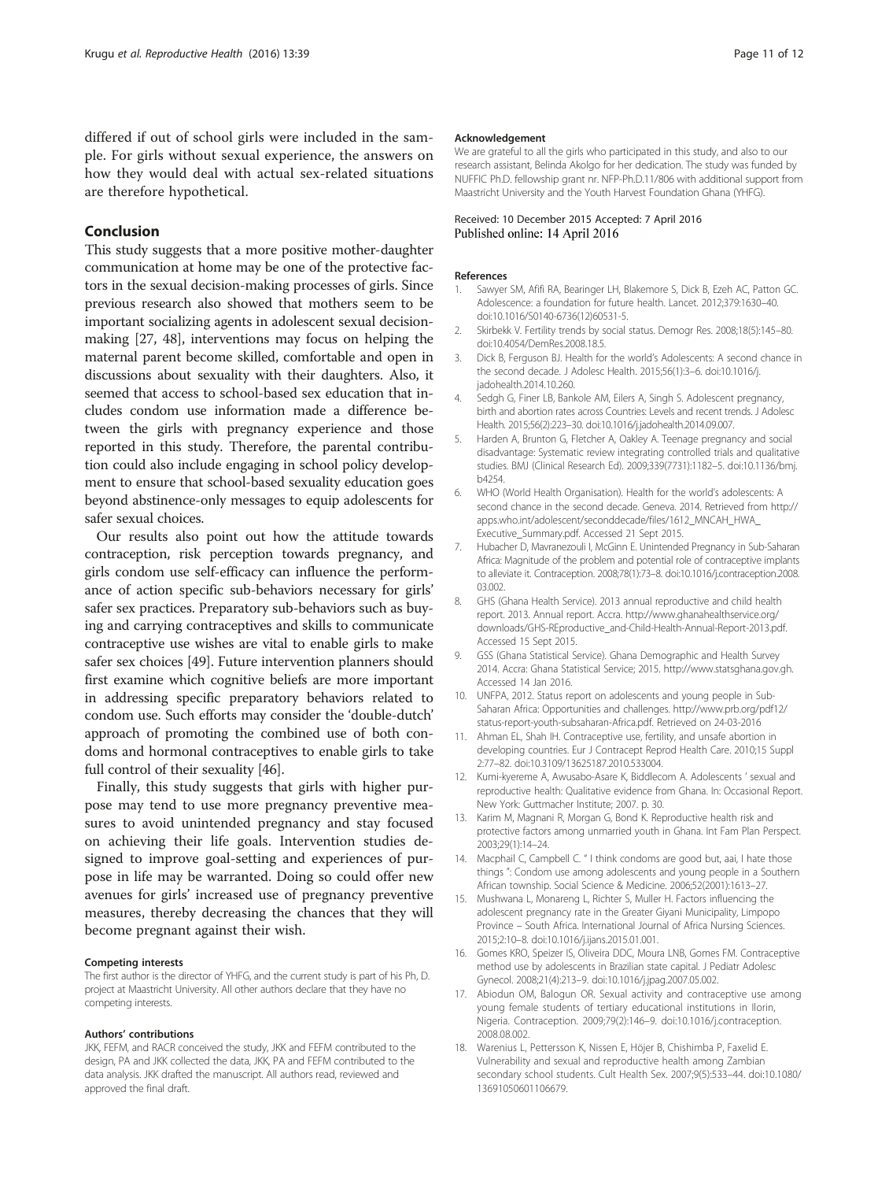differed if out of school girls were included in the sample. For girls without sexual experience, the answers on how they would deal with actual sex-related situations are therefore hypothetical.

## Conclusion

This study suggests that a more positive mother-daughter communication at home may be one of the protective factors in the sexual decision-making processes of girls. Since previous research also showed that mothers seem to be important socializing agents in adolescent sexual decision-making [27, 48], interventions may focus on helping the maternal parent become skilled, comfortable and open in discussions about sexuality with their daughters. Also, it seemed that access to school-based sex education that includes condom use information made a difference between the girls with pregnancy experience and those reported in this study. Therefore, the parental contribution could also include engaging in school policy development to ensure that school-based sexuality education goes beyond abstinence-only messages to equip adolescents for safer sexual choices.

Our results also point out how the attitude towards contraception, risk perception towards pregnancy, and girls condom use self-efficacy can influence the performance of action specific sub-behaviors necessary for girls' safer sex practices. Preparatory sub-behaviors such as buying and carrying contraceptives and skills to communicate contraceptive use wishes are vital to enable girls to make safer sex choices [49]. Future intervention planners should first examine which cognitive beliefs are more important in addressing specific preparatory behaviors related to condom use. Such efforts may consider the 'double-dutch' approach of promoting the combined use of both condoms and hormonal contraceptives to enable girls to take full control of their sexuality [46].

Finally, this study suggests that girls with higher purpose may tend to use more pregnancy preventive measures to avoid unintended pregnancy and stay focused on achieving their life goals. Intervention studies designed to improve goal-setting and experiences of purpose in life may be warranted. Doing so could offer new avenues for girls' increased use of pregnancy preventive measures, thereby decreasing the chances that they will become pregnant against their wish.

#### Competing interests

The first author is the director of YHFG, and the current study is part of his Ph, D. project at Maastricht University. All other authors declare that they have no competing interests.

#### Authors' contributions

JKK, FEFM, and RACR conceived the study, JKK and FEFM contributed to the design, PA and JKK collected the data, JKK, PA and FEFM contributed to the data analysis. JKK drafted the manuscript. All authors read, reviewed and approved the final draft.

#### Acknowledgement

We are grateful to all the girls who participated in this study, and also to our research assistant, Belinda Akolgo for her dedication. The study was funded by NUFFIC Ph.D. fellowship grant nr. NFP-Ph.D.11/806 with additional support from Maastricht University and the Youth Harvest Foundation Ghana (YHFG).

Received: 10 December 2015 Accepted: 7 April 2016
Published online: 14 April 2016

#### References

1. Sawyer SM, Afifi RA, Bearinger LH, Blakemore S, Dick B, Ezeh AC, Patton GC. Adolescence: a foundation for future health. Lancet. 2012;379:1630–40. doi:10.1016/S0140-6736(12)60531-5.
2. Skirbekk V. Fertility trends by social status. Demogr Res. 2008;18(5):145–80. doi:10.4054/DemRes.2008.18.5.
3. Dick B, Ferguson BJ. Health for the world's Adolescents: A second chance in the second decade. J Adolesc Health. 2015;56(1):3–6. doi:10.1016/j.jadohealth.2014.10.260.
4. Sedgh G, Finer LB, Bankole AM, Eilers A, Singh S. Adolescent pregnancy, birth and abortion rates across Countries: Levels and recent trends. J Adolesc Health. 2015;56(2):223–30. doi:10.1016/j.jadohealth.2014.09.007.
5. Harden A, Brunton G, Fletcher A, Oakley A. Teenage pregnancy and social disadvantage: Systematic review integrating controlled trials and qualitative studies. BMJ (Clinical Research Ed). 2009;339(7731):1182–5. doi:10.1136/bmj.b4254.
6. WHO (World Health Organisation). Health for the world's adolescents: A second chance in the second decade. Geneva. 2014. Retrieved from http://apps.who.int/adolescent/seconddecade/files/1612_MNCAH_HWA_Executive_Summary.pdf. Accessed 21 Sept 2015.
7. Hubacher D, Mavranezouli I, McGinn E. Unintended Pregnancy in Sub-Saharan Africa: Magnitude of the problem and potential role of contraceptive implants to alleviate it. Contraception. 2008;78(1):73–8. doi:10.1016/j.contraception.2008.03.002.
8. GHS (Ghana Health Service). 2013 annual reproductive and child health report. 2013. Annual report. Accra. http://www.ghanahealthservice.org/downloads/GHS-REproductive_and-Child-Health-Annual-Report-2013.pdf. Accessed 15 Sept 2015.
9. GSS (Ghana Statistical Service). Ghana Demographic and Health Survey 2014. Accra: Ghana Statistical Service; 2015. http://www.statsghana.gov.gh. Accessed 14 Jan 2016.
10. UNFPA, 2012. Status report on adolescents and young people in Sub-Saharan Africa: Opportunities and challenges. http://www.prb.org/pdf12/status-report-youth-subsaharan-Africa.pdf. Retrieved on 24-03-2016
11. Ahman EL, Shah IH. Contraceptive use, fertility, and unsafe abortion in developing countries. Eur J Contracept Reprod Health Care. 2010;15 Suppl 2:77–82. doi:10.3109/13625187.2010.533004.
12. Kumi-kyereme A, Awusabo-Asare K, Biddlecom A. Adolescents ' sexual and reproductive health: Qualitative evidence from Ghana. In: Occasional Report. New York: Guttmacher Institute; 2007. p. 30.
13. Karim M, Magnani R, Morgan G, Bond K. Reproductive health risk and protective factors among unmarried youth in Ghana. Int Fam Plan Perspect. 2003;29(1):14–24.
14. Macphail C, Campbell C. " I think condoms are good but, aai, I hate those things ": Condom use among adolescents and young people in a Southern African township. Social Science & Medicine. 2006;52(2001):1613–27.
15. Mushwana L, Monareng L, Richter S, Muller H. Factors influencing the adolescent pregnancy rate in the Greater Giyani Municipality, Limpopo Province – South Africa. International Journal of Africa Nursing Sciences. 2015;2:10–8. doi:10.1016/j.ijans.2015.01.001.
16. Gomes KRO, Speizer IS, Oliveira DDC, Moura LNB, Gomes FM. Contraceptive method use by adolescents in Brazilian state capital. J Pediatr Adolesc Gynecol. 2008;21(4):213–9. doi:10.1016/j.jpag.2007.05.002.
17. Abiodun OM, Balogun OR. Sexual activity and contraceptive use among young female students of tertiary educational institutions in Ilorin, Nigeria. Contraception. 2009;79(2):146–9. doi:10.1016/j.contraception.2008.08.002.
18. Warenius L, Pettersson K, Nissen E, Höjer B, Chishimba P, Faxelid E. Vulnerability and sexual and reproductive health among Zambian secondary school students. Cult Health Sex. 2007;9(5):533–44. doi:10.1080/13691050601106679.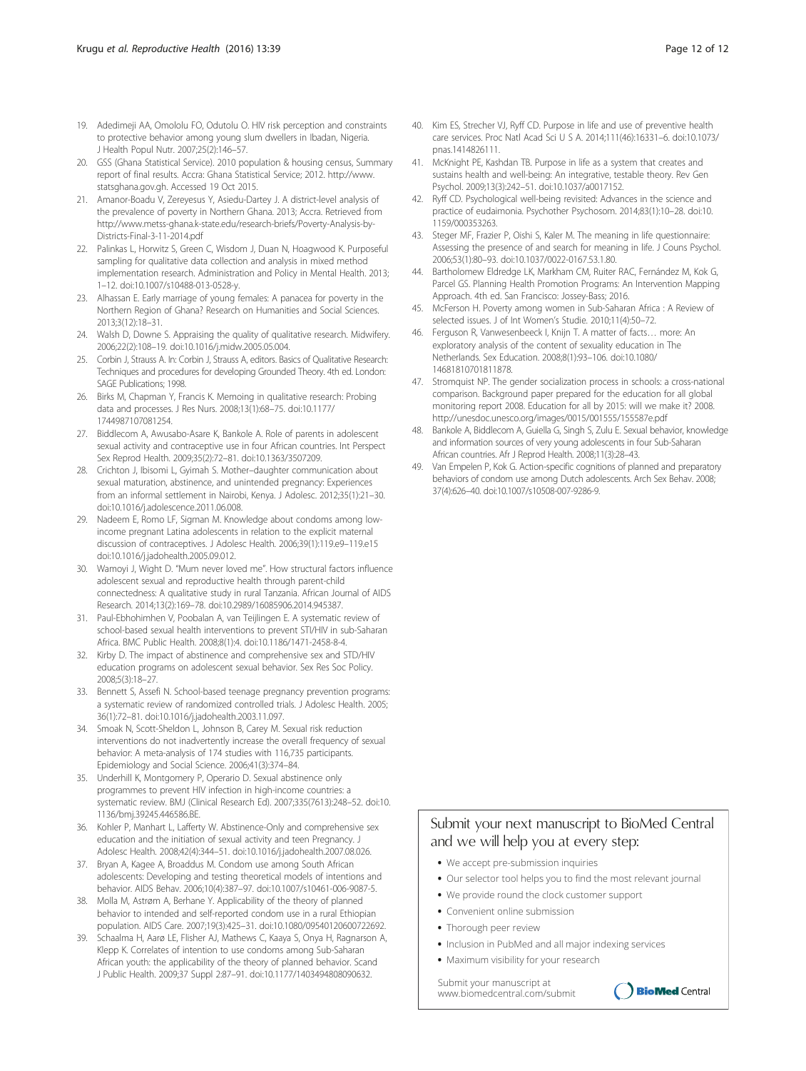19. Adedimeji AA, Omololu FO, Odutolu O. HIV risk perception and constraints to protective behavior among young slum dwellers in Ibadan, Nigeria. J Health Popul Nutr. 2007;25(2):146–57.
20. GSS (Ghana Statistical Service). 2010 population & housing census, Summary report of final results. Accra: Ghana Statistical Service; 2012. http://www.statsghana.gov.gh. Accessed 19 Oct 2015.
21. Amanor-Boadu V, Zereyesus Y, Asiedu-Dartey J. A district-level analysis of the prevalence of poverty in Northern Ghana. 2013; Accra. Retrieved from http://www.metss-ghana.k-state.edu/research-briefs/Poverty-Analysis-by-Districts-Final-3-11-2014.pdf
22. Palinkas L, Horwitz S, Green C, Wisdom J, Duan N, Hoagwood K. Purposeful sampling for qualitative data collection and analysis in mixed method implementation research. Administration and Policy in Mental Health. 2013; 1–12. doi:10.1007/s10488-013-0528-y.
23. Alhassan E. Early marriage of young females: A panacea for poverty in the Northern Region of Ghana? Research on Humanities and Social Sciences. 2013;3(12):18–31.
24. Walsh D, Downe S. Appraising the quality of qualitative research. Midwifery. 2006;22(2):108–19. doi:10.1016/j.midw.2005.05.004.
25. Corbin J, Strauss A. In: Corbin J, Strauss A, editors. Basics of Qualitative Research: Techniques and procedures for developing Grounded Theory. 4th ed. London: SAGE Publications; 1998.
26. Birks M, Chapman Y, Francis K. Memoing in qualitative research: Probing data and processes. J Res Nurs. 2008;13(1):68–75. doi:10.1177/1744987107081254.
27. Biddlecom A, Awusabo-Asare K, Bankole A. Role of parents in adolescent sexual activity and contraceptive use in four African countries. Int Perspect Sex Reprod Health. 2009;35(2):72–81. doi:10.1363/3507209.
28. Crichton J, Ibisomi L, Gyimah S. Mother–daughter communication about sexual maturation, abstinence, and unintended pregnancy: Experiences from an informal settlement in Nairobi, Kenya. J Adolesc. 2012;35(1):21–30. doi:10.1016/j.adolescence.2011.06.008.
29. Nadeem E, Romo LF, Sigman M. Knowledge about condoms among low-income pregnant Latina adolescents in relation to the explicit maternal discussion of contraceptives. J Adolesc Health. 2006;39(1):119.e9–119.e15 doi:10.1016/j.jadohealth.2005.09.012.
30. Wamoyi J, Wight D. "Mum never loved me". How structural factors influence adolescent sexual and reproductive health through parent-child connectedness: A qualitative study in rural Tanzania. African Journal of AIDS Research. 2014;13(2):169–78. doi:10.2989/16085906.2014.945387.
31. Paul-Ebhohimhen V, Poobalan A, van Teijlingen E. A systematic review of school-based sexual health interventions to prevent STI/HIV in sub-Saharan Africa. BMC Public Health. 2008;8(1):4. doi:10.1186/1471-2458-8-4.
32. Kirby D. The impact of abstinence and comprehensive sex and STD/HIV education programs on adolescent sexual behavior. Sex Res Soc Policy. 2008;5(3):18–27.
33. Bennett S, Assefi N. School-based teenage pregnancy prevention programs: a systematic review of randomized controlled trials. J Adolesc Health. 2005; 36(1):72–81. doi:10.1016/j.jadohealth.2003.11.097.
34. Smoak N, Scott-Sheldon L, Johnson B, Carey M. Sexual risk reduction interventions do not inadvertently increase the overall frequency of sexual behavior: A meta-analysis of 174 studies with 116,735 participants. Epidemiology and Social Science. 2006;41(3):374–84.
35. Underhill K, Montgomery P, Operario D. Sexual abstinence only programmes to prevent HIV infection in high-income countries: a systematic review. BMJ (Clinical Research Ed). 2007;335(7613):248–52. doi:10.1136/bmj.39245.446586.BE.
36. Kohler P, Manhart L, Lafferty W. Abstinence-Only and comprehensive sex education and the initiation of sexual activity and teen Pregnancy. J Adolesc Health. 2008;42(4):344–51. doi:10.1016/j.jadohealth.2007.08.026.
37. Bryan A, Kagee A, Broaddus M. Condom use among South African adolescents: Developing and testing theoretical models of intentions and behavior. AIDS Behav. 2006;10(4):387–97. doi:10.1007/s10461-006-9087-5.
38. Molla M, Astrøm A, Berhane Y. Applicability of the theory of planned behavior to intended and self-reported condom use in a rural Ethiopian population. AIDS Care. 2007;19(3):425–31. doi:10.1080/09540120600722692.
39. Schaalma H, Aarø LE, Flisher AJ, Mathews C, Kaaya S, Onya H, Ragnarson A, Klepp K. Correlates of intention to use condoms among Sub-Saharan African youth: the applicability of the theory of planned behavior. Scand J Public Health. 2009;37 Suppl 2:87–91. doi:10.1177/1403494808090632.
40. Kim ES, Strecher VJ, Ryff CD. Purpose in life and use of preventive health care services. Proc Natl Acad Sci U S A. 2014;111(46):16331–6. doi:10.1073/pnas.1414826111.
41. McKnight PE, Kashdan TB. Purpose in life as a system that creates and sustains health and well-being: An integrative, testable theory. Rev Gen Psychol. 2009;13(3):242–51. doi:10.1037/a0017152.
42. Ryff CD. Psychological well-being revisited: Advances in the science and practice of eudaimonia. Psychother Psychosom. 2014;83(1):10–28. doi:10.1159/000353263.
43. Steger MF, Frazier P, Oishi S, Kaler M. The meaning in life questionnaire: Assessing the presence of and search for meaning in life. J Couns Psychol. 2006;53(1):80–93. doi:10.1037/0022-0167.53.1.80.
44. Bartholomew Eldredge LK, Markham CM, Ruiter RAC, Fernández M, Kok G, Parcel GS. Planning Health Promotion Programs: An Intervention Mapping Approach. 4th ed. San Francisco: Jossey-Bass; 2016.
45. McFerson H. Poverty among women in Sub-Saharan Africa : A Review of selected issues. J of Int Women's Studie. 2010;11(4):50–72.
46. Ferguson R, Vanwesenbeeck I, Knijn T. A matter of facts… more: An exploratory analysis of the content of sexuality education in The Netherlands. Sex Education. 2008;8(1):93–106. doi:10.1080/14681810701811878.
47. Stromquist NP. The gender socialization process in schools: a cross-national comparison. Background paper prepared for the education for all global monitoring report 2008. Education for all by 2015: will we make it? 2008. http://unesdoc.unesco.org/images/0015/001555/155587e.pdf
48. Bankole A, Biddlecom A, Guiella G, Singh S, Zulu E. Sexual behavior, knowledge and information sources of very young adolescents in four Sub-Saharan African countries. Afr J Reprod Health. 2008;11(3):28–43.
49. Van Empelen P, Kok G. Action-specific cognitions of planned and preparatory behaviors of condom use among Dutch adolescents. Arch Sex Behav. 2008; 37(4):626–40. doi:10.1007/s10508-007-9286-9.

Submit your next manuscript to BioMed Central and we will help you at every step:

- We accept pre-submission inquiries
- Our selector tool helps you to find the most relevant journal
- We provide round the clock customer support
- Convenient online submission
- Thorough peer review
- Inclusion in PubMed and all major indexing services
- Maximum visibility for your research

Submit your manuscript at
www.biomedcentral.com/submit

BioMed Central